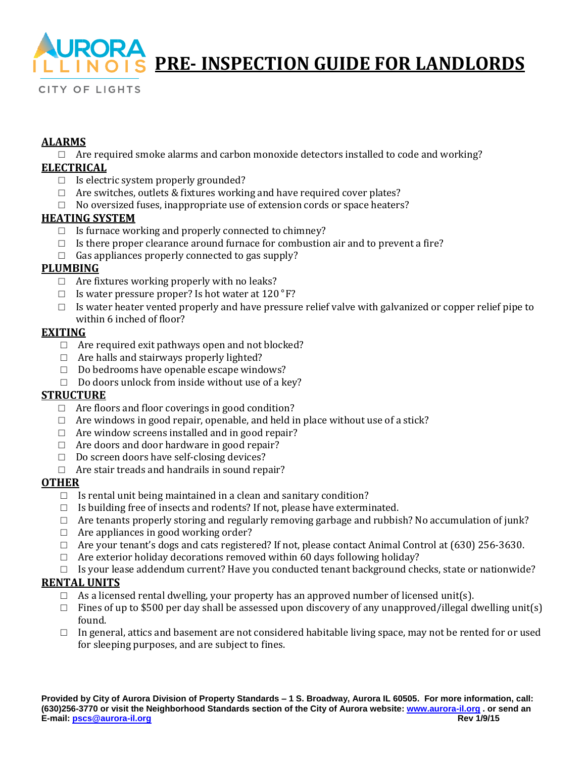AURORA ILLINOIS

CITY OF LIGHTS

# PRE- INSPECTION GUIDE FOR LANDLORDS

## ALARMS

- ☐ Are required smoke alarms and carbon monoxide detectors installed to code and working?

## ELECTRICAL

- ☐ Is electric system properly grounded?
- ☐ Are switches, outlets & fixtures working and have required cover plates?
- ☐ No oversized fuses, inappropriate use of extension cords or space heaters?

## HEATING SYSTEM

- ☐ Is furnace working and properly connected to chimney?
- ☐ Is there proper clearance around furnace for combustion air and to prevent a fire?
- ☐ Gas appliances properly connected to gas supply?

## PLUMBING

- ☐ Are fixtures working properly with no leaks?
- ☐ Is water pressure proper? Is hot water at 120 °F?
- ☐ Is water heater vented properly and have pressure relief valve with galvanized or copper relief pipe to within 6 inched of floor?

## EXITING

- ☐ Are required exit pathways open and not blocked?
- ☐ Are halls and stairways properly lighted?
- ☐ Do bedrooms have openable escape windows?
- ☐ Do doors unlock from inside without use of a key?

## STRUCTURE

- ☐ Are floors and floor coverings in good condition?
- ☐ Are windows in good repair, openable, and held in place without use of a stick?
- ☐ Are window screens installed and in good repair?
- ☐ Are doors and door hardware in good repair?
- ☐ Do screen doors have self-closing devices?
- ☐ Are stair treads and handrails in sound repair?

## OTHER

- ☐ Is rental unit being maintained in a clean and sanitary condition?
- ☐ Is building free of insects and rodents? If not, please have exterminated.
- ☐ Are tenants properly storing and regularly removing garbage and rubbish? No accumulation of junk?
- ☐ Are appliances in good working order?
- ☐ Are your tenant's dogs and cats registered? If not, please contact Animal Control at (630) 256-3630.
- ☐ Are exterior holiday decorations removed within 60 days following holiday?
- ☐ Is your lease addendum current? Have you conducted tenant background checks, state or nationwide?

## RENTAL UNITS

- ☐ As a licensed rental dwelling, your property has an approved number of licensed unit(s).
- ☐ Fines of up to $500 per day shall be assessed upon discovery of any unapproved/illegal dwelling unit(s) found.
- ☐ In general, attics and basement are not considered habitable living space, may not be rented for or used for sleeping purposes, and are subject to fines.

**Provided by City of Aurora Division of Property Standards – 1 S. Broadway, Aurora IL 60505. For more information, call: (630)256-3770 or visit the Neighborhood Standards section of the City of Aurora website: [www.aurora-il.org](http://www.aurora-il.org) . or send an E-mail: [pscs@aurora-il.org](mailto:pscs@aurora-il.org)** **Rev 1/9/15**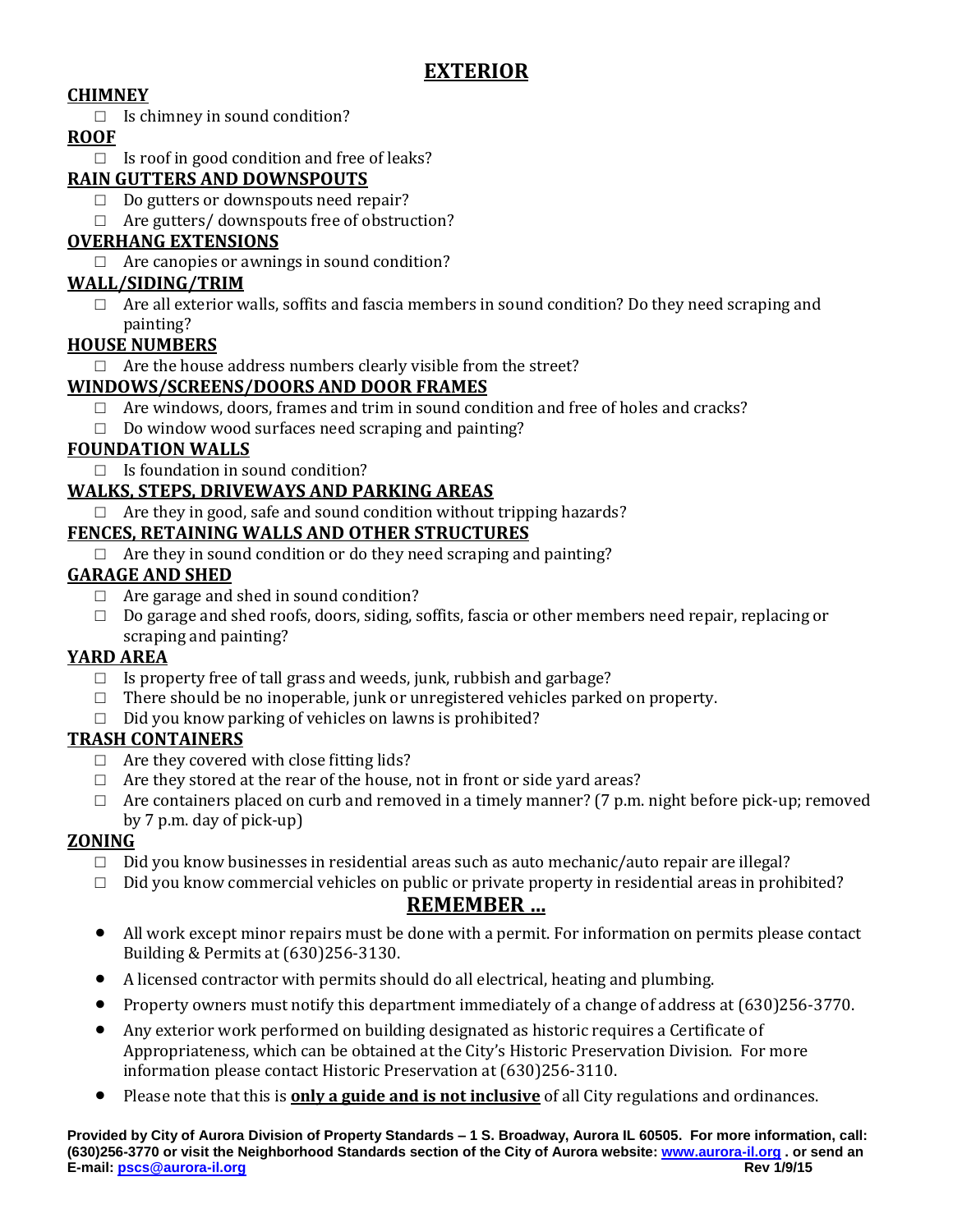# EXTERIOR

## CHIMNEY

- ☐ Is chimney in sound condition?

## ROOF

- ☐ Is roof in good condition and free of leaks?

## RAIN GUTTERS AND DOWNSPOUTS

- ☐ Do gutters or downspouts need repair?
- ☐ Are gutters/ downspouts free of obstruction?

## OVERHANG EXTENSIONS

- ☐ Are canopies or awnings in sound condition?

## WALL/SIDING/TRIM

- ☐ Are all exterior walls, soffits and fascia members in sound condition? Do they need scraping and painting?

## HOUSE NUMBERS

- ☐ Are the house address numbers clearly visible from the street?

## WINDOWS/SCREENS/DOORS AND DOOR FRAMES

- ☐ Are windows, doors, frames and trim in sound condition and free of holes and cracks?
- ☐ Do window wood surfaces need scraping and painting?

## FOUNDATION WALLS

- ☐ Is foundation in sound condition?

## WALKS, STEPS, DRIVEWAYS AND PARKING AREAS

- ☐ Are they in good, safe and sound condition without tripping hazards?

## FENCES, RETAINING WALLS AND OTHER STRUCTURES

- ☐ Are they in sound condition or do they need scraping and painting?

## GARAGE AND SHED

- ☐ Are garage and shed in sound condition?
- ☐ Do garage and shed roofs, doors, siding, soffits, fascia or other members need repair, replacing or scraping and painting?

## YARD AREA

- ☐ Is property free of tall grass and weeds, junk, rubbish and garbage?
- ☐ There should be no inoperable, junk or unregistered vehicles parked on property.
- ☐ Did you know parking of vehicles on lawns is prohibited?

## TRASH CONTAINERS

- ☐ Are they covered with close fitting lids?
- ☐ Are they stored at the rear of the house, not in front or side yard areas?
- ☐ Are containers placed on curb and removed in a timely manner? (7 p.m. night before pick-up; removed by 7 p.m. day of pick-up)

## ZONING

- ☐ Did you know businesses in residential areas such as auto mechanic/auto repair are illegal?
- ☐ Did you know commercial vehicles on public or private property in residential areas in prohibited?

## REMEMBER ...

- All work except minor repairs must be done with a permit. For information on permits please contact Building & Permits at (630)256-3130.
- A licensed contractor with permits should do all electrical, heating and plumbing.
- Property owners must notify this department immediately of a change of address at (630)256-3770.
- Any exterior work performed on building designated as historic requires a Certificate of Appropriateness, which can be obtained at the City's Historic Preservation Division. For more information please contact Historic Preservation at (630)256-3110.
- Please note that this is **only a guide and is not inclusive** of all City regulations and ordinances.

**Provided by City of Aurora Division of Property Standards – 1 S. Broadway, Aurora IL 60505. For more information, call: (630)256-3770 or visit the Neighborhood Standards section of the City of Aurora website: www.aurora-il.org . or send an E-mail: pscs@aurora-il.org** **Rev 1/9/15**